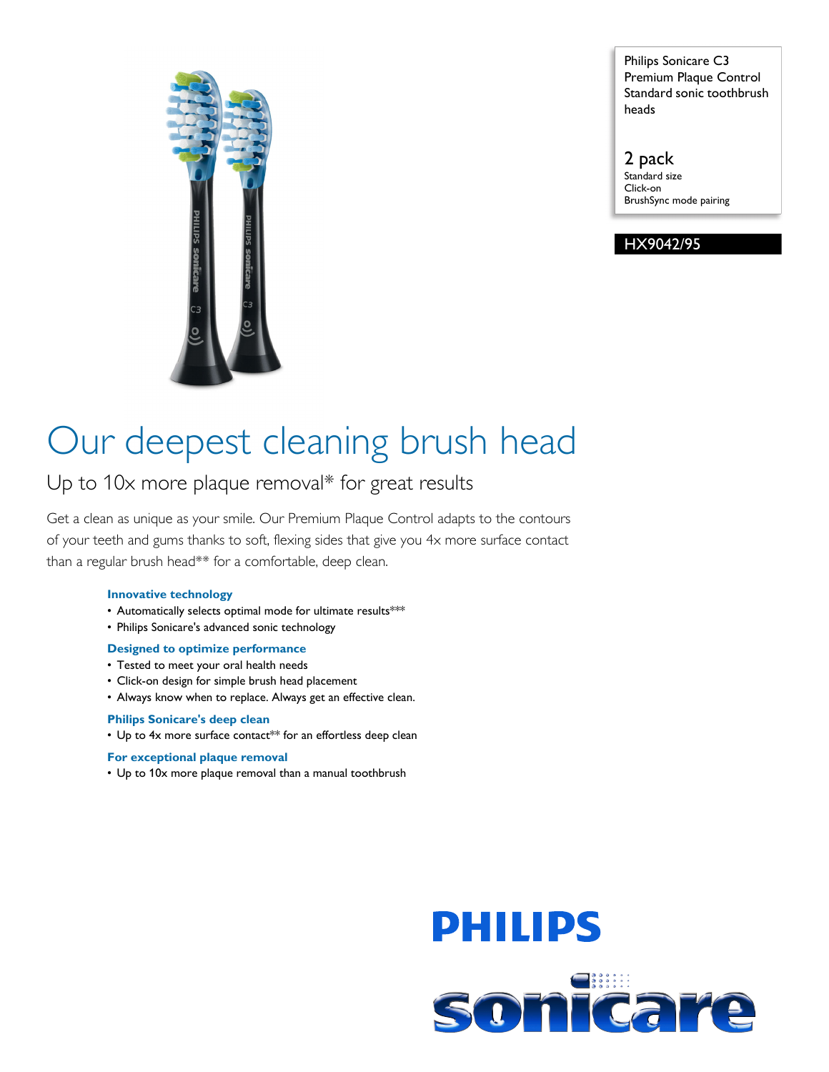Philips Sonicare C3 Premium Plaque Control Standard sonic toothbrush heads

2 pack
Standard size
Click-on
BrushSync mode pairing

HX9042/95

# Our deepest cleaning brush head

## Up to 10x more plaque removal* for great results

Get a clean as unique as your smile. Our Premium Plaque Control adapts to the contours of your teeth and gums thanks to soft, flexing sides that give you 4x more surface contact than a regular brush head** for a comfortable, deep clean.

### Innovative technology

- Automatically selects optimal mode for ultimate results***
- Philips Sonicare's advanced sonic technology

### Designed to optimize performance

- Tested to meet your oral health needs
- Click-on design for simple brush head placement
- Always know when to replace. Always get an effective clean.

### Philips Sonicare's deep clean

- Up to 4x more surface contact** for an effortless deep clean

### For exceptional plaque removal

- Up to 10x more plaque removal than a manual toothbrush

PHILIPS

sonicare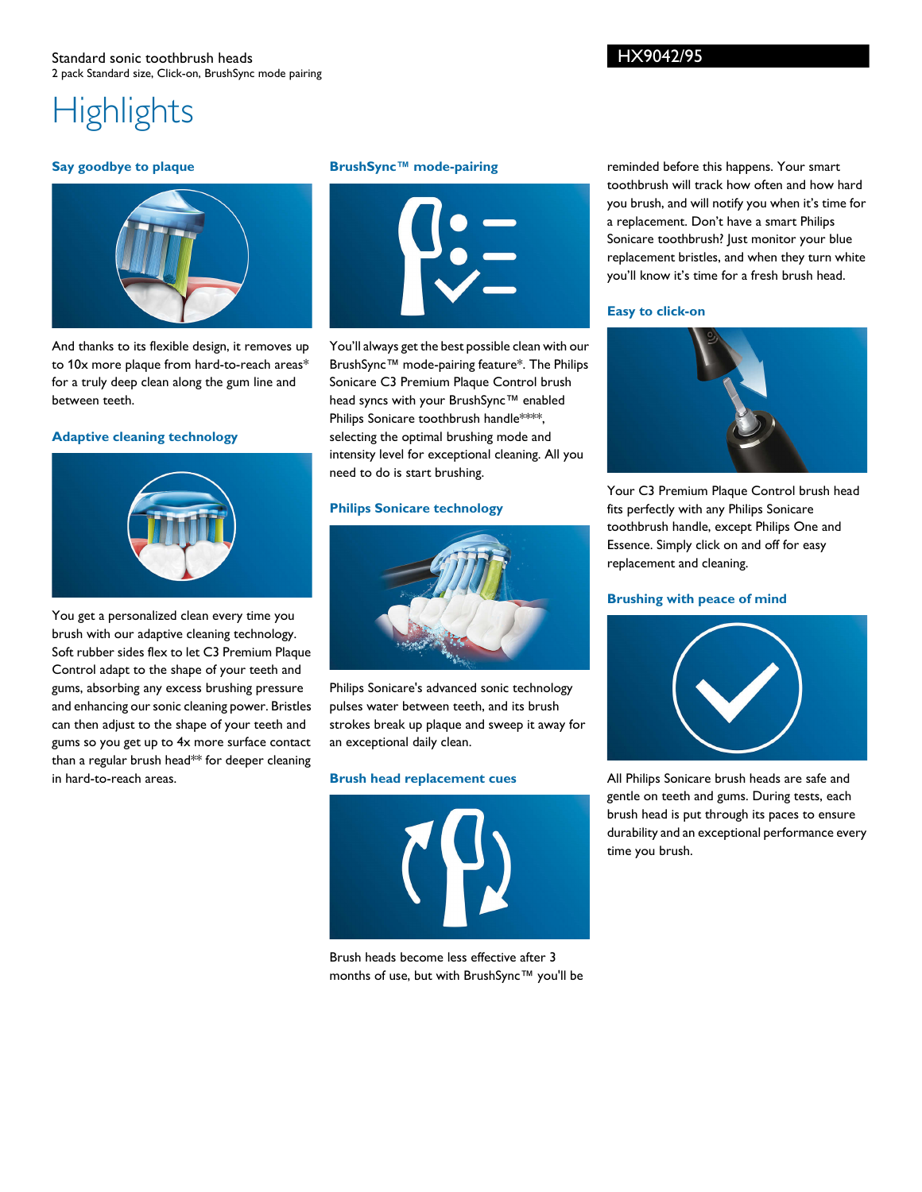Standard sonic toothbrush heads
2 pack Standard size, Click-on, BrushSync mode pairing

HX9042/95

# Highlights

### Say goodbye to plaque

And thanks to its flexible design, it removes up to 10x more plaque from hard-to-reach areas* for a truly deep clean along the gum line and between teeth.

### Adaptive cleaning technology

You get a personalized clean every time you brush with our adaptive cleaning technology. Soft rubber sides flex to let C3 Premium Plaque Control adapt to the shape of your teeth and gums, absorbing any excess brushing pressure and enhancing our sonic cleaning power. Bristles can then adjust to the shape of your teeth and gums so you get up to 4x more surface contact than a regular brush head** for deeper cleaning in hard-to-reach areas.

### BrushSync™ mode-pairing

You'll always get the best possible clean with our BrushSync™ mode-pairing feature*. The Philips Sonicare C3 Premium Plaque Control brush head syncs with your BrushSync™ enabled Philips Sonicare toothbrush handle****, selecting the optimal brushing mode and intensity level for exceptional cleaning. All you need to do is start brushing.

### Philips Sonicare technology

Philips Sonicare's advanced sonic technology pulses water between teeth, and its brush strokes break up plaque and sweep it away for an exceptional daily clean.

### Brush head replacement cues

Brush heads become less effective after 3 months of use, but with BrushSync™ you'll be reminded before this happens. Your smart toothbrush will track how often and how hard you brush, and will notify you when it's time for a replacement. Don't have a smart Philips Sonicare toothbrush? Just monitor your blue replacement bristles, and when they turn white you'll know it's time for a fresh brush head.

### Easy to click-on

Your C3 Premium Plaque Control brush head fits perfectly with any Philips Sonicare toothbrush handle, except Philips One and Essence. Simply click on and off for easy replacement and cleaning.

### Brushing with peace of mind

All Philips Sonicare brush heads are safe and gentle on teeth and gums. During tests, each brush head is put through its paces to ensure durability and an exceptional performance every time you brush.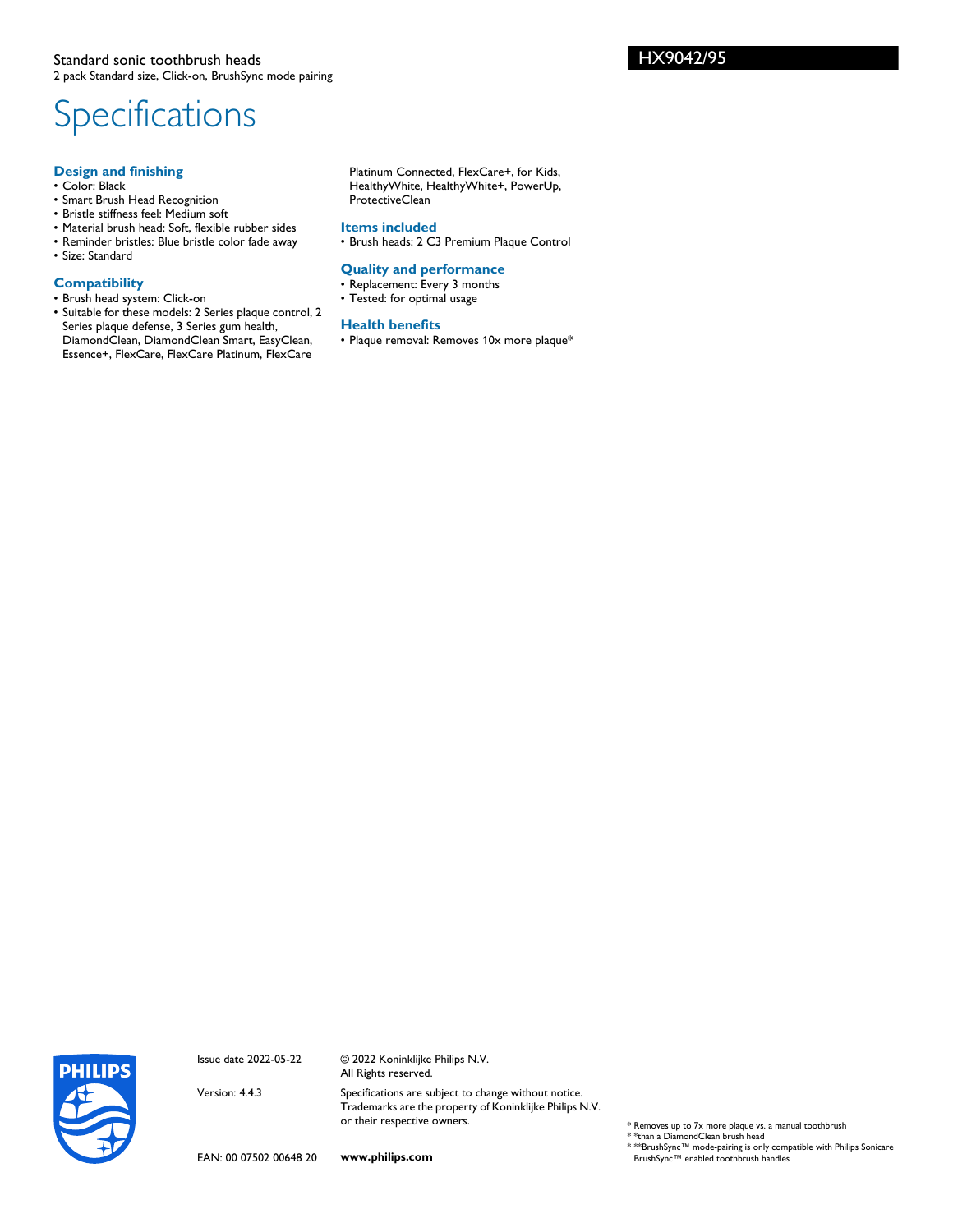Standard sonic toothbrush heads

2 pack Standard size, Click-on, BrushSync mode pairing

HX9042/95

# Specifications

### Design and finishing

- Color: Black
- Smart Brush Head Recognition
- Bristle stiffness feel: Medium soft
- Material brush head: Soft, flexible rubber sides
- Reminder bristles: Blue bristle color fade away
- Size: Standard

### Compatibility

- Brush head system: Click-on
- Suitable for these models: 2 Series plaque control, 2 Series plaque defense, 3 Series gum health, DiamondClean, DiamondClean Smart, EasyClean, Essence+, FlexCare, FlexCare Platinum, FlexCare Platinum Connected, FlexCare+, for Kids, HealthyWhite, HealthyWhite+, PowerUp, ProtectiveClean

### Items included

- Brush heads: 2 C3 Premium Plaque Control

### Quality and performance

- Replacement: Every 3 months
- Tested: for optimal usage

### Health benefits

- Plaque removal: Removes 10x more plaque*

Issue date 2022-05-22

Version: 4.4.3

EAN: 00 07502 00648 20

© 2022 Koninklijke Philips N.V.
All Rights reserved.

Specifications are subject to change without notice. Trademarks are the property of Koninklijke Philips N.V. or their respective owners.

**www.philips.com**

* Removes up to 7x more plaque vs. a manual toothbrush
* *than a DiamondClean brush head
* **BrushSync™ mode-pairing is only compatible with Philips Sonicare BrushSync™ enabled toothbrush handles